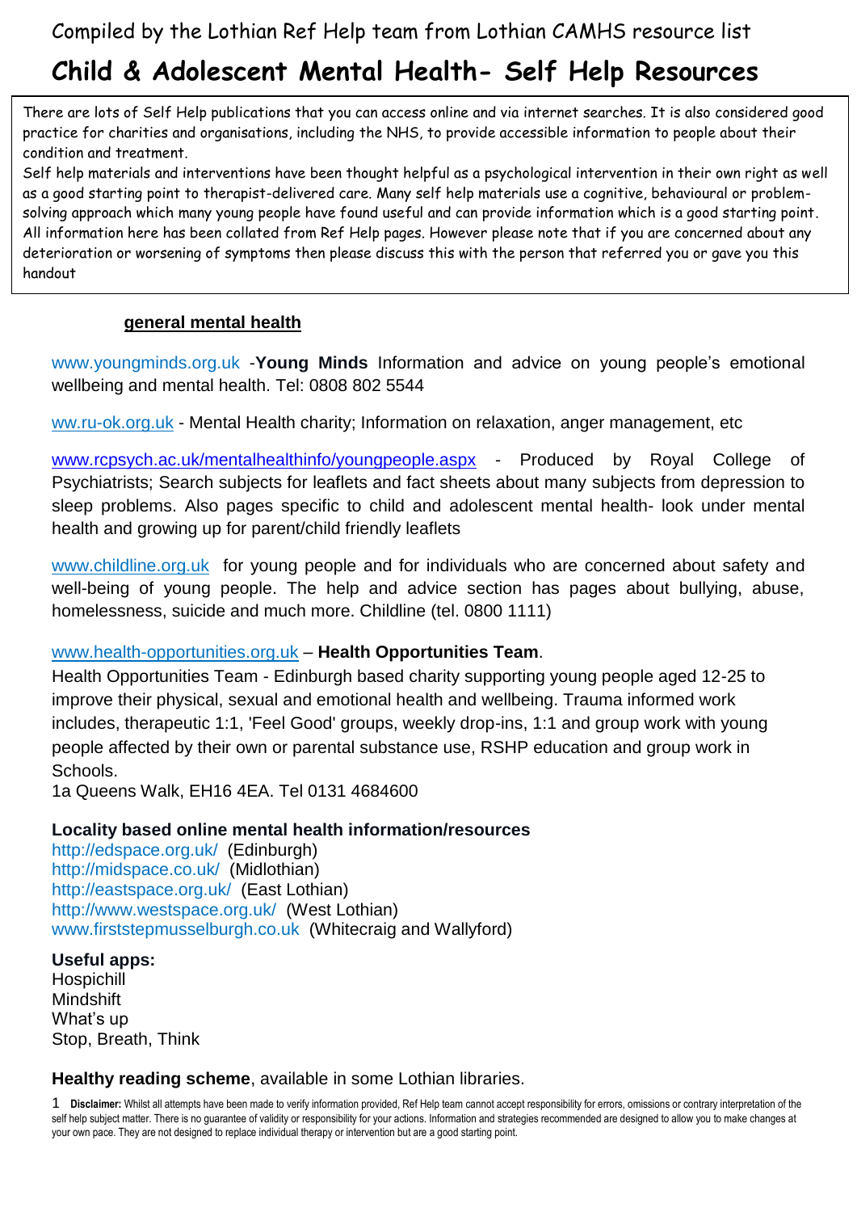Compiled by the Lothian Ref Help team from Lothian CAMHS resource list

# Child & Adolescent Mental Health- Self Help Resources

There are lots of Self Help publications that you can access online and via internet searches. It is also considered good practice for charities and organisations, including the NHS, to provide accessible information to people about their condition and treatment.

Self help materials and interventions have been thought helpful as a psychological intervention in their own right as well as a good starting point to therapist-delivered care. Many self help materials use a cognitive, behavioural or problem-solving approach which many young people have found useful and can provide information which is a good starting point. All information here has been collated from Ref Help pages. However please note that if you are concerned about any deterioration or worsening of symptoms then please discuss this with the person that referred you or gave you this handout

## general mental health

www.youngminds.org.uk -**Young Minds** Information and advice on young people's emotional wellbeing and mental health. Tel: 0808 802 5544

ww.ru-ok.org.uk - Mental Health charity; Information on relaxation, anger management, etc

www.rcpsych.ac.uk/mentalhealthinfo/youngpeople.aspx - Produced by Royal College of Psychiatrists; Search subjects for leaflets and fact sheets about many subjects from depression to sleep problems. Also pages specific to child and adolescent mental health- look under mental health and growing up for parent/child friendly leaflets

www.childline.org.uk for young people and for individuals who are concerned about safety and well-being of young people. The help and advice section has pages about bullying, abuse, homelessness, suicide and much more. Childline (tel. 0800 1111)

www.health-opportunities.org.uk – **Health Opportunities Team**.

Health Opportunities Team - Edinburgh based charity supporting young people aged 12-25 to improve their physical, sexual and emotional health and wellbeing. Trauma informed work includes, therapeutic 1:1, 'Feel Good' groups, weekly drop-ins, 1:1 and group work with young people affected by their own or parental substance use, RSHP education and group work in Schools.

1a Queens Walk, EH16 4EA. Tel 0131 4684600

**Locality based online mental health information/resources**

http://edspace.org.uk/ (Edinburgh)
http://midspace.co.uk/ (Midlothian)
http://eastspace.org.uk/ (East Lothian)
http://www.westspace.org.uk/ (West Lothian)
www.firststepmusselburgh.co.uk (Whitecraig and Wallyford)

**Useful apps:**

Hospichill
Mindshift
What's up
Stop, Breath, Think

**Healthy reading scheme**, available in some Lothian libraries.

1 **Disclaimer:** Whilst all attempts have been made to verify information provided, Ref Help team cannot accept responsibility for errors, omissions or contrary interpretation of the self help subject matter. There is no guarantee of validity or responsibility for your actions. Information and strategies recommended are designed to allow you to make changes at your own pace. They are not designed to replace individual therapy or intervention but are a good starting point.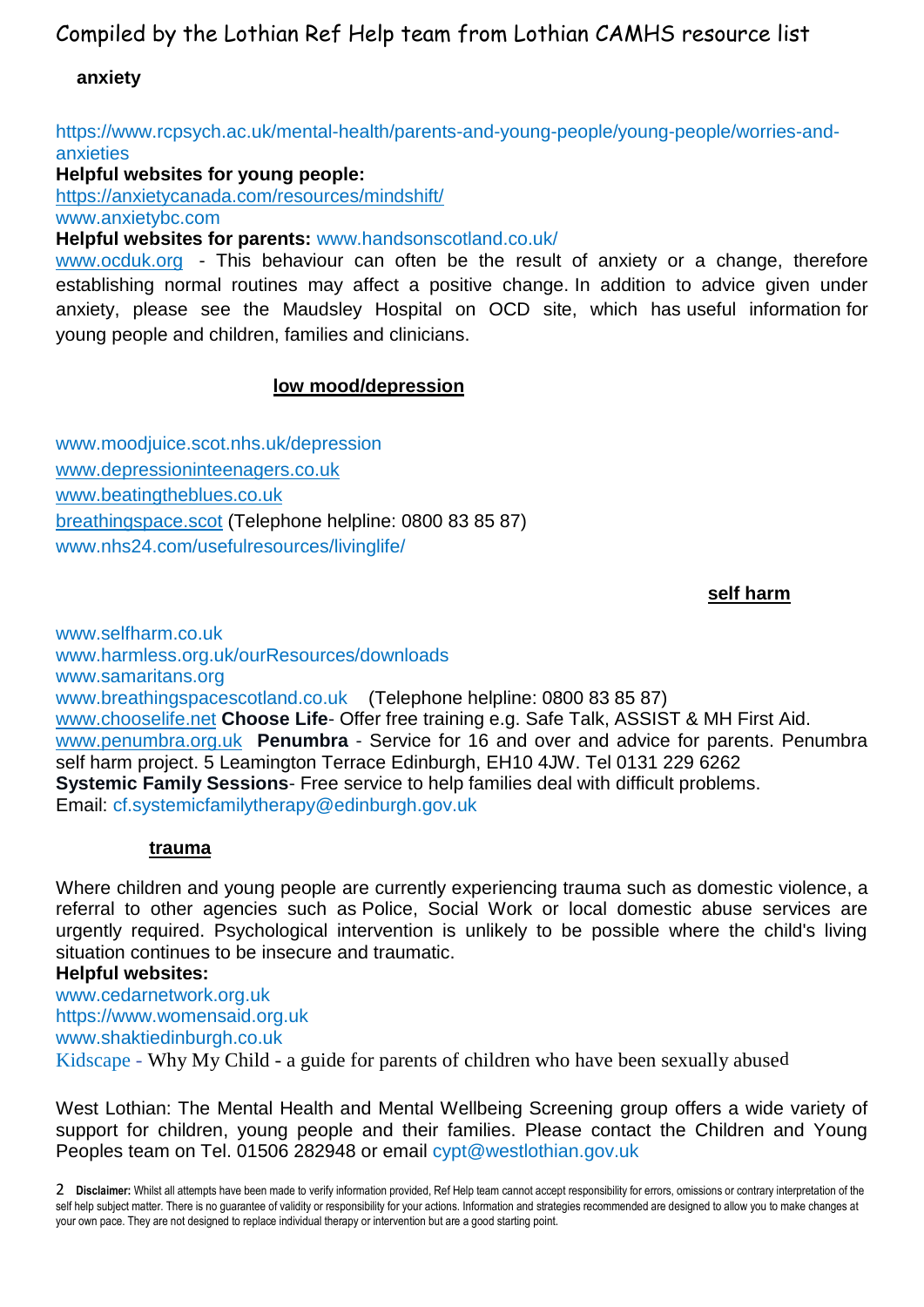## anxiety

https://www.rcpsych.ac.uk/mental-health/parents-and-young-people/young-people/worries-and-anxieties

**Helpful websites for young people:**
https://anxietycanada.com/resources/mindshift/
www.anxietybc.com

**Helpful websites for parents:** www.handsonscotland.co.uk/

www.ocduk.org - This behaviour can often be the result of anxiety or a change, therefore establishing normal routines may affect a positive change. In addition to advice given under anxiety, please see the Maudsley Hospital on OCD site, which has useful information for young people and children, families and clinicians.

## low mood/depression

www.moodjuice.scot.nhs.uk/depression
www.depressioninteenagers.co.uk
www.beatingtheblues.co.uk
breathingspace.scot (Telephone helpline: 0800 83 85 87)
www.nhs24.com/usefulresources/livinglife/

## self harm

www.selfharm.co.uk
www.harmless.org.uk/ourResources/downloads
www.samaritans.org
www.breathingspacescotland.co.uk (Telephone helpline: 0800 83 85 87)
www.chooselife.net **Choose Life**- Offer free training e.g. Safe Talk, ASSIST & MH First Aid.
www.penumbra.org.uk **Penumbra** - Service for 16 and over and advice for parents. Penumbra self harm project. 5 Leamington Terrace Edinburgh, EH10 4JW. Tel 0131 229 6262
**Systemic Family Sessions**- Free service to help families deal with difficult problems.
Email: cf.systemicfamilytherapy@edinburgh.gov.uk

## trauma

Where children and young people are currently experiencing trauma such as domestic violence, a referral to other agencies such as Police, Social Work or local domestic abuse services are urgently required. Psychological intervention is unlikely to be possible where the child's living situation continues to be insecure and traumatic.

**Helpful websites:**
www.cedarnetwork.org.uk
https://www.womensaid.org.uk
www.shaktiedinburgh.co.uk
Kidscape - Why My Child - a guide for parents of children who have been sexually abused

West Lothian: The Mental Health and Mental Wellbeing Screening group offers a wide variety of support for children, young people and their families. Please contact the Children and Young Peoples team on Tel. 01506 282948 or email cypt@westlothian.gov.uk

**Disclaimer:** Whilst all attempts have been made to verify information provided, Ref Help team cannot accept responsibility for errors, omissions or contrary interpretation of the self help subject matter. There is no guarantee of validity or responsibility for your actions. Information and strategies recommended are designed to allow you to make changes at your own pace. They are not designed to replace individual therapy or intervention but are a good starting point.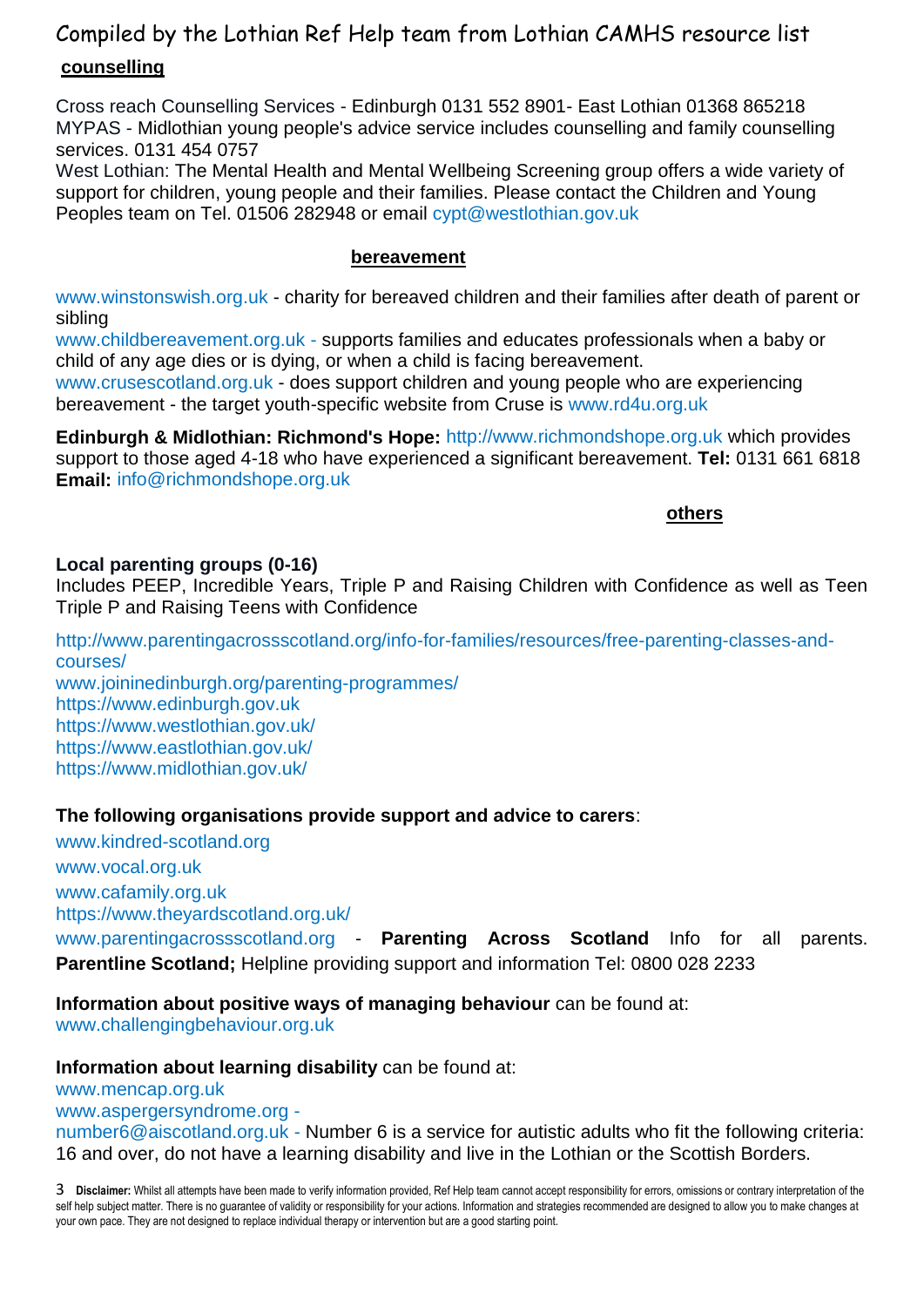Compiled by the Lothian Ref Help team from Lothian CAMHS resource list

## counselling

Cross reach Counselling Services - Edinburgh 0131 552 8901- East Lothian 01368 865218
MYPAS - Midlothian young people's advice service includes counselling and family counselling services. 0131 454 0757
West Lothian: The Mental Health and Mental Wellbeing Screening group offers a wide variety of support for children, young people and their families. Please contact the Children and Young Peoples team on Tel. 01506 282948 or email cypt@westlothian.gov.uk

## bereavement

www.winstonswish.org.uk - charity for bereaved children and their families after death of parent or sibling
www.childbereavement.org.uk - supports families and educates professionals when a baby or child of any age dies or is dying, or when a child is facing bereavement.
www.crusescotland.org.uk - does support children and young people who are experiencing bereavement - the target youth-specific website from Cruse is www.rd4u.org.uk

**Edinburgh & Midlothian: Richmond's Hope:** http://www.richmondshope.org.uk which provides support to those aged 4-18 who have experienced a significant bereavement. **Tel:** 0131 661 6818
**Email:** info@richmondshope.org.uk

## others

**Local parenting groups (0-16)**
Includes PEEP, Incredible Years, Triple P and Raising Children with Confidence as well as Teen Triple P and Raising Teens with Confidence

http://www.parentingacrossscotland.org/info-for-families/resources/free-parenting-classes-and-courses/
www.joininedinburgh.org/parenting-programmes/
https://www.edinburgh.gov.uk
https://www.westlothian.gov.uk/
https://www.eastlothian.gov.uk/
https://www.midlothian.gov.uk/

**The following organisations provide support and advice to carers**:

www.kindred-scotland.org
www.vocal.org.uk
www.cafamily.org.uk
https://www.theyardscotland.org.uk/
www.parentingacrossscotland.org - **Parenting Across Scotland** Info for all parents.
**Parentline Scotland;** Helpline providing support and information Tel: 0800 028 2233

**Information about positive ways of managing behaviour** can be found at:
www.challengingbehaviour.org.uk

**Information about learning disability** can be found at:
www.mencap.org.uk
www.aspergersyndrome.org -
number6@aiscotland.org.uk - Number 6 is a service for autistic adults who fit the following criteria: 16 and over, do not have a learning disability and live in the Lothian or the Scottish Borders.

**Disclaimer:** Whilst all attempts have been made to verify information provided, Ref Help team cannot accept responsibility for errors, omissions or contrary interpretation of the self help subject matter. There is no guarantee of validity or responsibility for your actions. Information and strategies recommended are designed to allow you to make changes at your own pace. They are not designed to replace individual therapy or intervention but are a good starting point.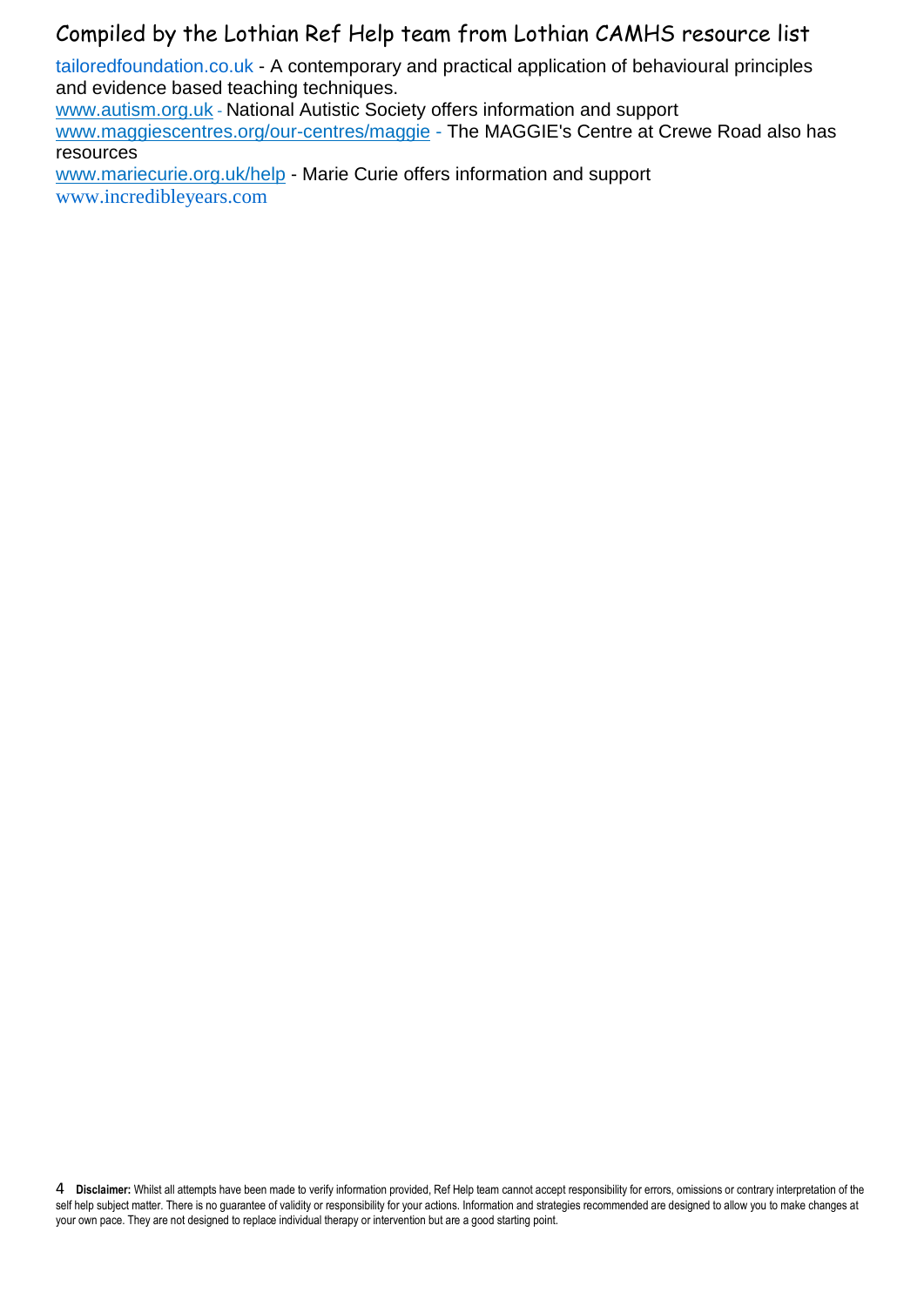tailoredfoundation.co.uk - A contemporary and practical application of behavioural principles and evidence based teaching techniques.

www.autism.org.uk - National Autistic Society offers information and support

www.maggiescentres.org/our-centres/maggie - The MAGGIE's Centre at Crewe Road also has resources

www.mariecurie.org.uk/help - Marie Curie offers information and support

www.incredibleyears.com